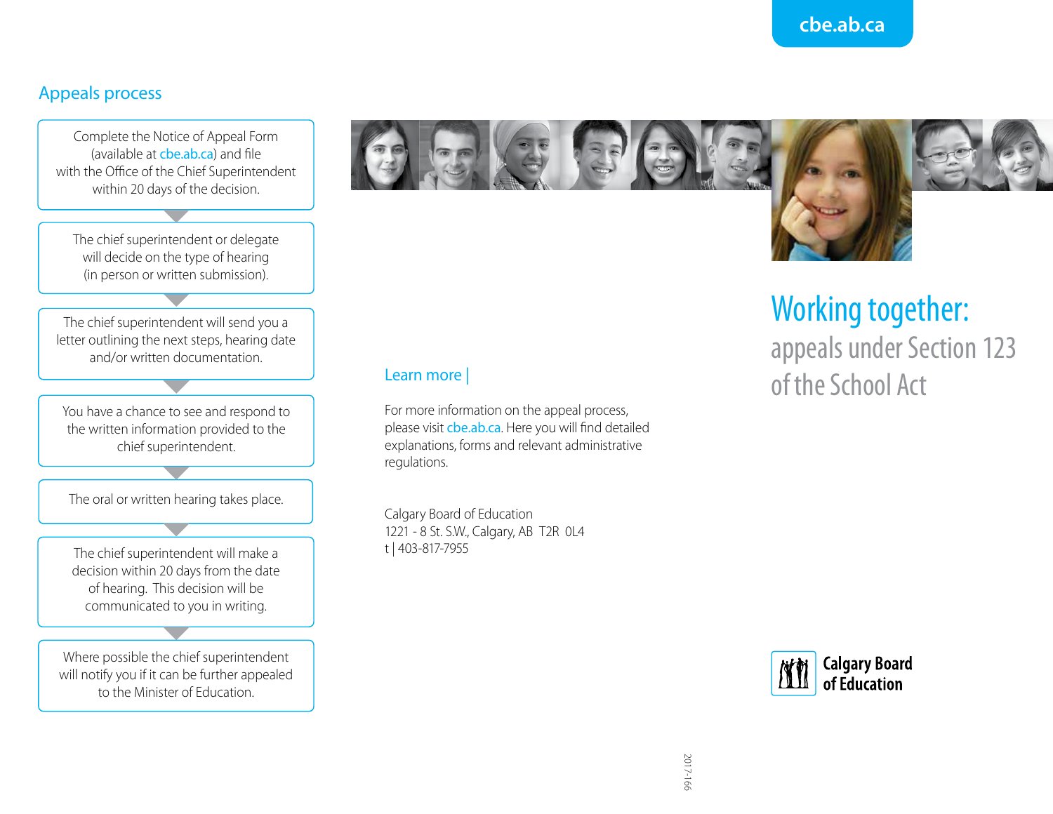cbe.ab.ca

## Appeals process

Complete the Notice of Appeal Form (available at cbe.ab.ca) and file with the Office of the Chief Superintendent within 20 days of the decision.

The chief superintendent or delegate will decide on the type of hearing (in person or written submission).

The chief superintendent will send you a letter outlining the next steps, hearing date and/or written documentation.

You have a chance to see and respond to the written information provided to the chief superintendent.

The oral or written hearing takes place.

The chief superintendent will make a decision within 20 days from the date of hearing. This decision will be communicated to you in writing.

Where possible the chief superintendent will notify you if it can be further appealed to the Minister of Education.

## Learn more |

For more information on the appeal process, please visit cbe.ab.ca. Here you will find detailed explanations, forms and relevant administrative regulations.

Calgary Board of Education
1221 - 8 St. S.W., Calgary, AB T2R 0L4
t | 403-817-7955

2017-166

# Working together:

## appeals under Section 123 of the School Act

**Calgary Board of Education**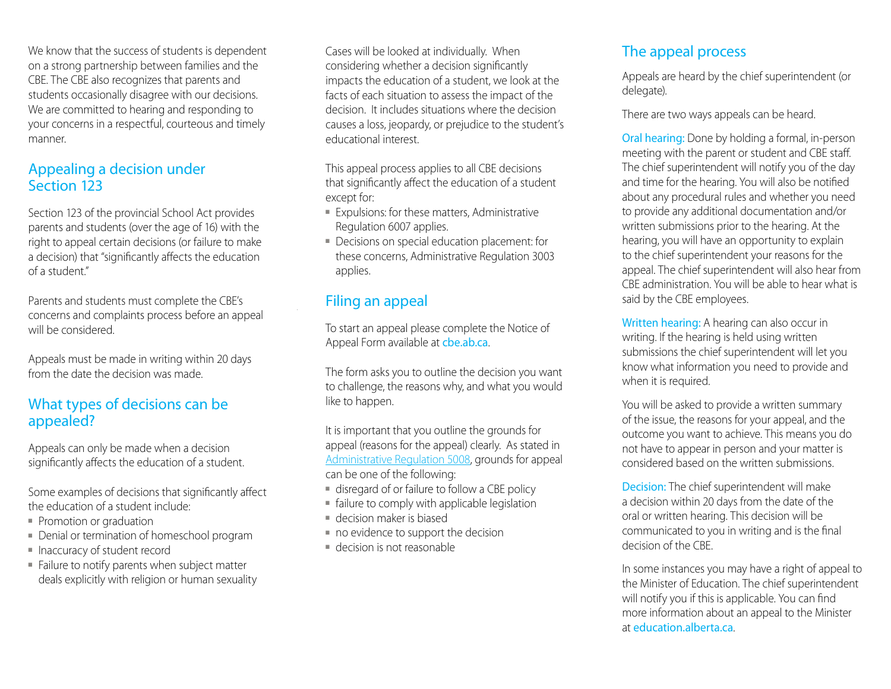We know that the success of students is dependent on a strong partnership between families and the CBE. The CBE also recognizes that parents and students occasionally disagree with our decisions. We are committed to hearing and responding to your concerns in a respectful, courteous and timely manner.

## Appealing a decision under Section 123

Section 123 of the provincial School Act provides parents and students (over the age of 16) with the right to appeal certain decisions (or failure to make a decision) that "significantly affects the education of a student."

Parents and students must complete the CBE's concerns and complaints process before an appeal will be considered.

Appeals must be made in writing within 20 days from the date the decision was made.

## What types of decisions can be appealed?

Appeals can only be made when a decision significantly affects the education of a student.

Some examples of decisions that significantly affect the education of a student include:

- Promotion or graduation
- Denial or termination of homeschool program
- Inaccuracy of student record
- Failure to notify parents when subject matter deals explicitly with religion or human sexuality

Cases will be looked at individually. When considering whether a decision significantly impacts the education of a student, we look at the facts of each situation to assess the impact of the decision. It includes situations where the decision causes a loss, jeopardy, or prejudice to the student's educational interest.

This appeal process applies to all CBE decisions that significantly affect the education of a student except for:

- Expulsions: for these matters, Administrative Regulation 6007 applies.
- Decisions on special education placement: for these concerns, Administrative Regulation 3003 applies.

## Filing an appeal

To start an appeal please complete the Notice of Appeal Form available at cbe.ab.ca.

The form asks you to outline the decision you want to challenge, the reasons why, and what you would like to happen.

It is important that you outline the grounds for appeal (reasons for the appeal) clearly. As stated in Administrative Regulation 5008, grounds for appeal can be one of the following:

- disregard of or failure to follow a CBE policy
- failure to comply with applicable legislation
- decision maker is biased
- no evidence to support the decision
- decision is not reasonable

## The appeal process

Appeals are heard by the chief superintendent (or delegate).

There are two ways appeals can be heard.

**Oral hearing:** Done by holding a formal, in-person meeting with the parent or student and CBE staff. The chief superintendent will notify you of the day and time for the hearing. You will also be notified about any procedural rules and whether you need to provide any additional documentation and/or written submissions prior to the hearing. At the hearing, you will have an opportunity to explain to the chief superintendent your reasons for the appeal. The chief superintendent will also hear from CBE administration. You will be able to hear what is said by the CBE employees.

**Written hearing:** A hearing can also occur in writing. If the hearing is held using written submissions the chief superintendent will let you know what information you need to provide and when it is required.

You will be asked to provide a written summary of the issue, the reasons for your appeal, and the outcome you want to achieve. This means you do not have to appear in person and your matter is considered based on the written submissions.

**Decision:** The chief superintendent will make a decision within 20 days from the date of the oral or written hearing. This decision will be communicated to you in writing and is the final decision of the CBE.

In some instances you may have a right of appeal to the Minister of Education. The chief superintendent will notify you if this is applicable. You can find more information about an appeal to the Minister at education.alberta.ca.